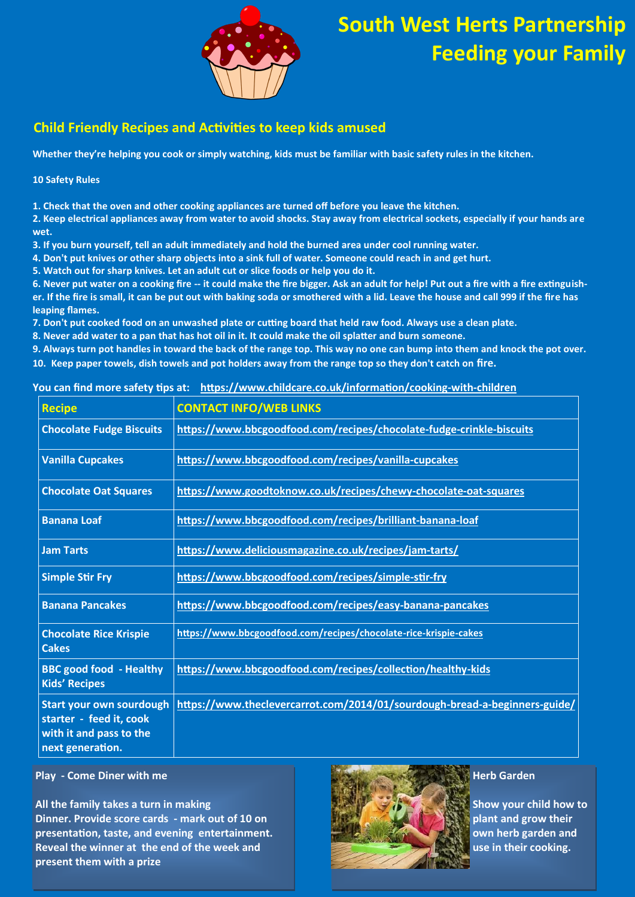# South West Herts Partnership
# Feeding your Family

## Child Friendly Recipes and Activities to keep kids amused

**Whether they're helping you cook or simply watching, kids must be familiar with basic safety rules in the kitchen.**

**10 Safety Rules**

1. Check that the oven and other cooking appliances are turned off before you leave the kitchen.
2. Keep electrical appliances away from water to avoid shocks. Stay away from electrical sockets, especially if your hands are wet.
3. If you burn yourself, tell an adult immediately and hold the burned area under cool running water.
4. Don't put knives or other sharp objects into a sink full of water. Someone could reach in and get hurt.
5. Watch out for sharp knives. Let an adult cut or slice foods or help you do it.
6. Never put water on a cooking fire -- it could make the fire bigger. Ask an adult for help! Put out a fire with a fire extinguisher. If the fire is small, it can be put out with baking soda or smothered with a lid. Leave the house and call 999 if the fire has leaping flames.
7. Don't put cooked food on an unwashed plate or cutting board that held raw food. Always use a clean plate.
8. Never add water to a pan that has hot oil in it. It could make the oil splatter and burn someone.
9. Always turn pot handles in toward the back of the range top. This way no one can bump into them and knock the pot over.
10. Keep paper towels, dish towels and pot holders away from the range top so they don't catch on fire.

**You can find more safety tips at:** https://www.childcare.co.uk/information/cooking-with-children

| Recipe | CONTACT INFO/WEB LINKS |
|---|---|
| Chocolate Fudge Biscuits | https://www.bbcgoodfood.com/recipes/chocolate-fudge-crinkle-biscuits |
| Vanilla Cupcakes | https://www.bbcgoodfood.com/recipes/vanilla-cupcakes |
| Chocolate Oat Squares | https://www.goodtoknow.co.uk/recipes/chewy-chocolate-oat-squares |
| Banana Loaf | https://www.bbcgoodfood.com/recipes/brilliant-banana-loaf |
| Jam Tarts | https://www.deliciousmagazine.co.uk/recipes/jam-tarts/ |
| Simple Stir Fry | https://www.bbcgoodfood.com/recipes/simple-stir-fry |
| Banana Pancakes | https://www.bbcgoodfood.com/recipes/easy-banana-pancakes |
| Chocolate Rice Krispie Cakes | https://www.bbcgoodfood.com/recipes/chocolate-rice-krispie-cakes |
| BBC good food - Healthy Kids' Recipes | https://www.bbcgoodfood.com/recipes/collection/healthy-kids |
| Start your own sourdough starter - feed it, cook with it and pass to the next generation. | https://www.theclevercarrot.com/2014/01/sourdough-bread-a-beginners-guide/ |

**Play - Come Diner with me**

All the family takes a turn in making Dinner. Provide score cards - mark out of 10 on presentation, taste, and evening entertainment. Reveal the winner at the end of the week and present them with a prize

**Herb Garden**

Show your child how to plant and grow their own herb garden and use in their cooking.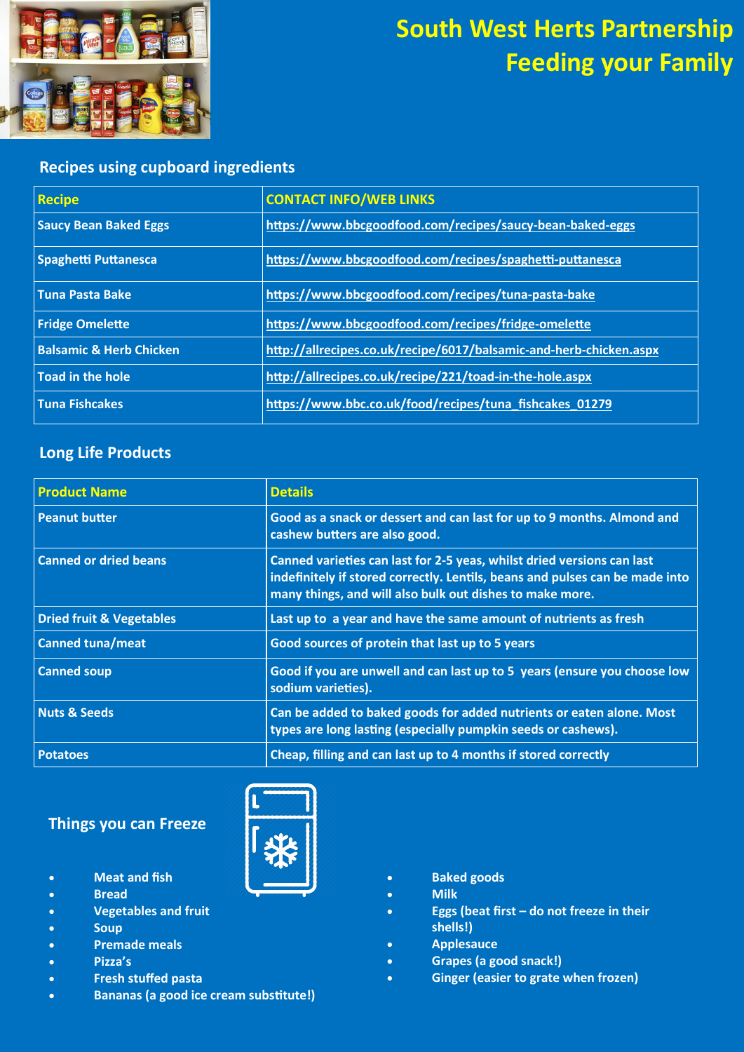# South West Herts Partnership
# Feeding your Family

## Recipes using cupboard ingredients

| Recipe | CONTACT INFO/WEB LINKS |
| --- | --- |
| Saucy Bean Baked Eggs | https://www.bbcgoodfood.com/recipes/saucy-bean-baked-eggs |
| Spaghetti Puttanesca | https://www.bbcgoodfood.com/recipes/spaghetti-puttanesca |
| Tuna Pasta Bake | https://www.bbcgoodfood.com/recipes/tuna-pasta-bake |
| Fridge Omelette | https://www.bbcgoodfood.com/recipes/fridge-omelette |
| Balsamic & Herb Chicken | http://allrecipes.co.uk/recipe/6017/balsamic-and-herb-chicken.aspx |
| Toad in the hole | http://allrecipes.co.uk/recipe/221/toad-in-the-hole.aspx |
| Tuna Fishcakes | https://www.bbc.co.uk/food/recipes/tuna_fishcakes_01279 |

## Long Life Products

| Product Name | Details |
| --- | --- |
| Peanut butter | Good as a snack or dessert and can last for up to 9 months. Almond and cashew butters are also good. |
| Canned or dried beans | Canned varieties can last for 2-5 yeas, whilst dried versions can last indefinitely if stored correctly. Lentils, beans and pulses can be made into many things, and will also bulk out dishes to make more. |
| Dried fruit & Vegetables | Last up to a year and have the same amount of nutrients as fresh |
| Canned tuna/meat | Good sources of protein that last up to 5 years |
| Canned soup | Good if you are unwell and can last up to 5 years (ensure you choose low sodium varieties). |
| Nuts & Seeds | Can be added to baked goods for added nutrients or eaten alone. Most types are long lasting (especially pumpkin seeds or cashews). |
| Potatoes | Cheap, filling and can last up to 4 months if stored correctly |

## Things you can Freeze

- Meat and fish
- Bread
- Vegetables and fruit
- Soup
- Premade meals
- Pizza's
- Fresh stuffed pasta
- Bananas (a good ice cream substitute!)
- Baked goods
- Milk
- Eggs (beat first – do not freeze in their shells!)
- Applesauce
- Grapes (a good snack!)
- Ginger (easier to grate when frozen)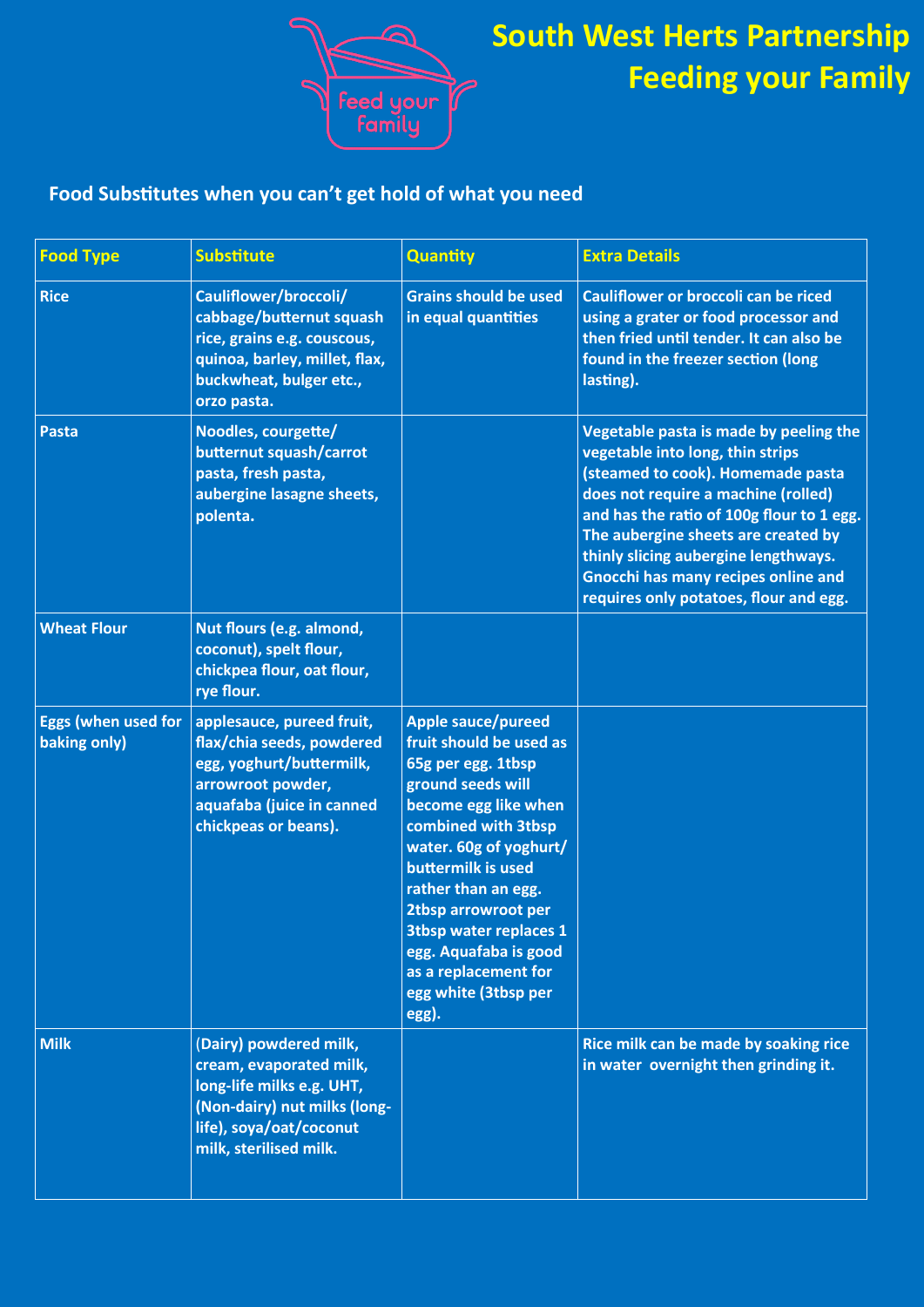# South West Herts Partnership
# Feeding your Family

## Food Substitutes when you can't get hold of what you need

| Food Type | Substitute | Quantity | Extra Details |
|---|---|---|---|
| Rice | Cauliflower/broccoli/ cabbage/butternut squash rice, grains e.g. couscous, quinoa, barley, millet, flax, buckwheat, bulger etc., orzo pasta. | Grains should be used in equal quantities | Cauliflower or broccoli can be riced using a grater or food processor and then fried until tender. It can also be found in the freezer section (long lasting). |
| Pasta | Noodles, courgette/ butternut squash/carrot pasta, fresh pasta, aubergine lasagne sheets, polenta. | | Vegetable pasta is made by peeling the vegetable into long, thin strips (steamed to cook). Homemade pasta does not require a machine (rolled) and has the ratio of 100g flour to 1 egg. The aubergine sheets are created by thinly slicing aubergine lengthways. Gnocchi has many recipes online and requires only potatoes, flour and egg. |
| Wheat Flour | Nut flours (e.g. almond, coconut), spelt flour, chickpea flour, oat flour, rye flour. | | |
| Eggs (when used for baking only) | applesauce, pureed fruit, flax/chia seeds, powdered egg, yoghurt/buttermilk, arrowroot powder, aquafaba (juice in canned chickpeas or beans). | Apple sauce/pureed fruit should be used as 65g per egg. 1tbsp ground seeds will become egg like when combined with 3tbsp water. 60g of yoghurt/ buttermilk is used rather than an egg. 2tbsp arrowroot per 3tbsp water replaces 1 egg. Aquafaba is good as a replacement for egg white (3tbsp per egg). | |
| Milk | (Dairy) powdered milk, cream, evaporated milk, long-life milks e.g. UHT, (Non-dairy) nut milks (long-life), soya/oat/coconut milk, sterilised milk. | | Rice milk can be made by soaking rice in water overnight then grinding it. |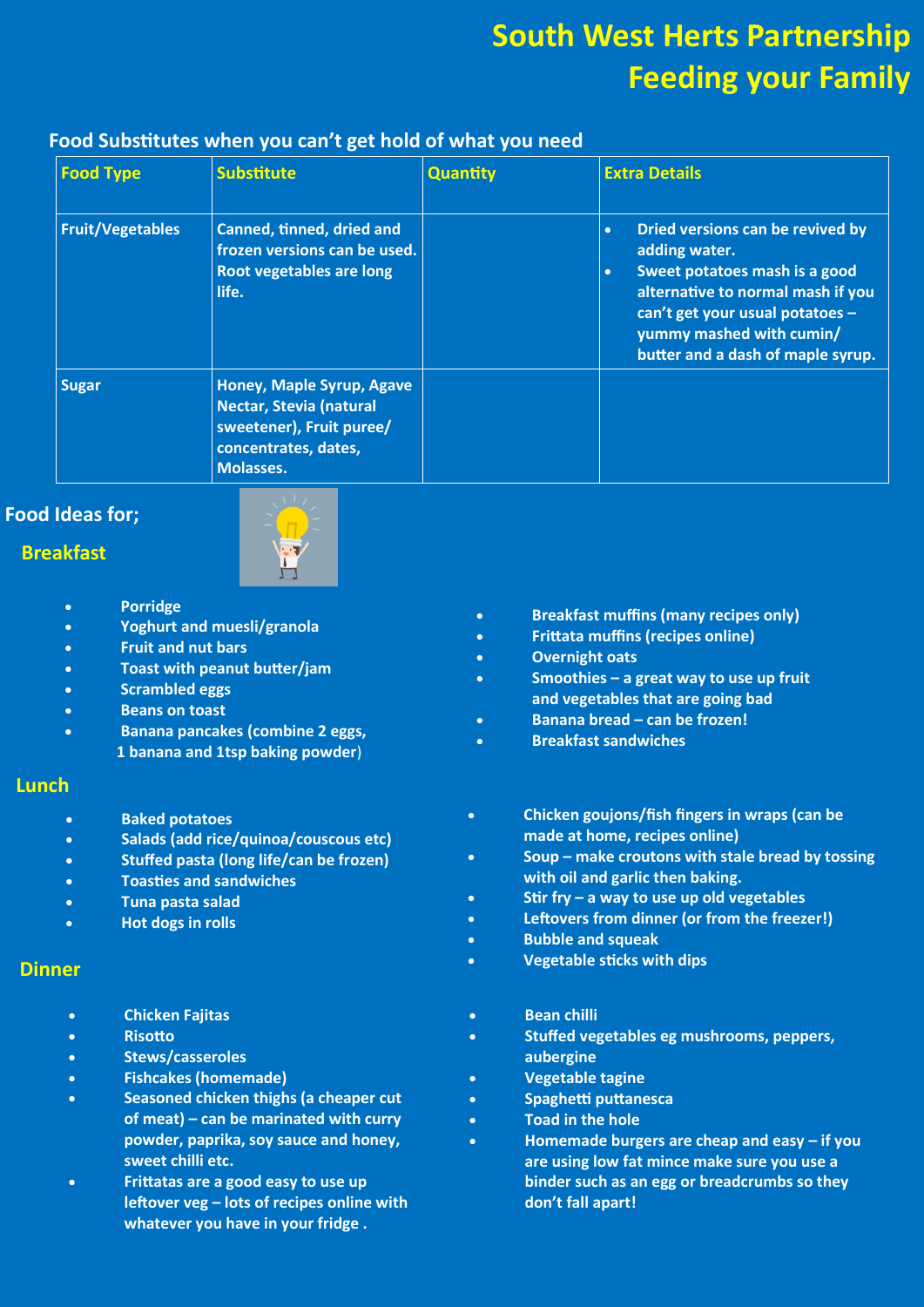# South West Herts Partnership
# Feeding your Family

## Food Substitutes when you can't get hold of what you need

| Food Type | Substitute | Quantity | Extra Details |
|---|---|---|---|
| Fruit/Vegetables | Canned, tinned, dried and frozen versions can be used. Root vegetables are long life. | | • Dried versions can be revived by adding water. • Sweet potatoes mash is a good alternative to normal mash if you can't get your usual potatoes – yummy mashed with cumin/ butter and a dash of maple syrup. |
| Sugar | Honey, Maple Syrup, Agave Nectar, Stevia (natural sweetener), Fruit puree/ concentrates, dates, Molasses. | | |

## Food Ideas for;

### Breakfast

- Porridge
- Yoghurt and muesli/granola
- Fruit and nut bars
- Toast with peanut butter/jam
- Scrambled eggs
- Beans on toast
- Banana pancakes (combine 2 eggs, 1 banana and 1tsp baking powder)
- Breakfast muffins (many recipes only)
- Frittata muffins (recipes online)
- Overnight oats
- Smoothies – a great way to use up fruit and vegetables that are going bad
- Banana bread – can be frozen!
- Breakfast sandwiches

### Lunch

- Baked potatoes
- Salads (add rice/quinoa/couscous etc)
- Stuffed pasta (long life/can be frozen)
- Toasties and sandwiches
- Tuna pasta salad
- Hot dogs in rolls
- Chicken goujons/fish fingers in wraps (can be made at home, recipes online)
- Soup – make croutons with stale bread by tossing with oil and garlic then baking.
- Stir fry – a way to use up old vegetables
- Leftovers from dinner (or from the freezer!)
- Bubble and squeak
- Vegetable sticks with dips

### Dinner

- Chicken Fajitas
- Risotto
- Stews/casseroles
- Fishcakes (homemade)
- Seasoned chicken thighs (a cheaper cut of meat) – can be marinated with curry powder, paprika, soy sauce and honey, sweet chilli etc.
- Frittatas are a good easy to use up leftover veg – lots of recipes online with whatever you have in your fridge .
- Bean chilli
- Stuffed vegetables eg mushrooms, peppers, aubergine
- Vegetable tagine
- Spaghetti puttanesca
- Toad in the hole
- Homemade burgers are cheap and easy – if you are using low fat mince make sure you use a binder such as an egg or breadcrumbs so they don't fall apart!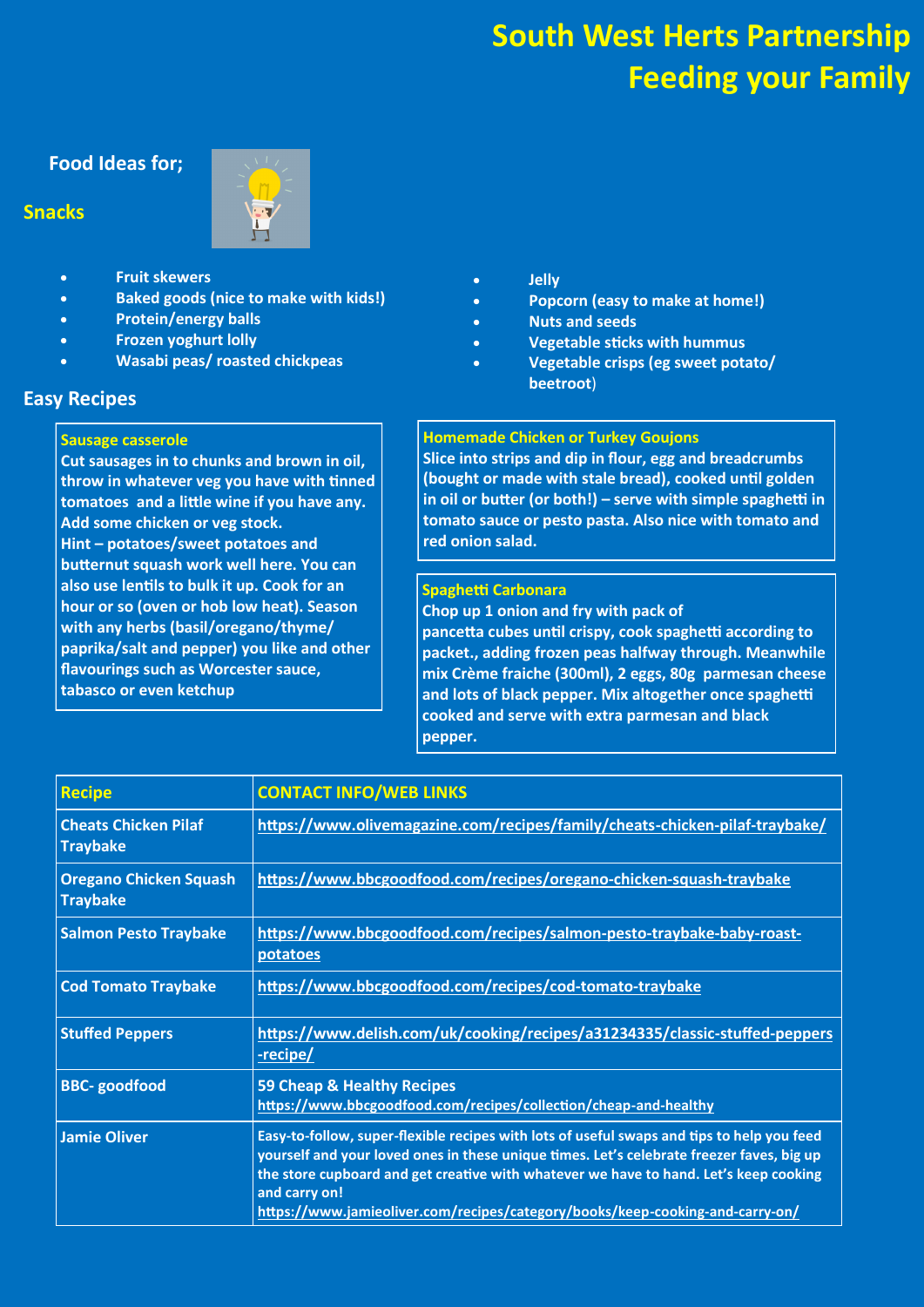# South West Herts Partnership
# Feeding your Family

**Food Ideas for;**

## Snacks

- Fruit skewers
- Baked goods (nice to make with kids!)
- Protein/energy balls
- Frozen yoghurt lolly
- Wasabi peas/ roasted chickpeas
- Jelly
- Popcorn (easy to make at home!)
- Nuts and seeds
- Vegetable sticks with hummus
- Vegetable crisps (eg sweet potato/ beetroot)

## Easy Recipes

**Sausage casserole**

Cut sausages in to chunks and brown in oil, throw in whatever veg you have with tinned tomatoes and a little wine if you have any. Add some chicken or veg stock.
Hint – potatoes/sweet potatoes and butternut squash work well here. You can also use lentils to bulk it up. Cook for an hour or so (oven or hob low heat). Season with any herbs (basil/oregano/thyme/ paprika/salt and pepper) you like and other flavourings such as Worcester sauce, tabasco or even ketchup

**Homemade Chicken or Turkey Goujons**

Slice into strips and dip in flour, egg and breadcrumbs (bought or made with stale bread), cooked until golden in oil or butter (or both!) – serve with simple spaghetti in tomato sauce or pesto pasta. Also nice with tomato and red onion salad.

**Spaghetti Carbonara**

Chop up 1 onion and fry with pack of pancetta cubes until crispy, cook spaghetti according to packet., adding frozen peas halfway through. Meanwhile mix Crème fraiche (300ml), 2 eggs, 80g parmesan cheese and lots of black pepper. Mix altogether once spaghetti cooked and serve with extra parmesan and black pepper.

| Recipe | CONTACT INFO/WEB LINKS |
| --- | --- |
| Cheats Chicken Pilaf Traybake | https://www.olivemagazine.com/recipes/family/cheats-chicken-pilaf-traybake/ |
| Oregano Chicken Squash Traybake | https://www.bbcgoodfood.com/recipes/oregano-chicken-squash-traybake |
| Salmon Pesto Traybake | https://www.bbcgoodfood.com/recipes/salmon-pesto-traybake-baby-roast-potatoes |
| Cod Tomato Traybake | https://www.bbcgoodfood.com/recipes/cod-tomato-traybake |
| Stuffed Peppers | https://www.delish.com/uk/cooking/recipes/a31234335/classic-stuffed-peppers-recipe/ |
| BBC- goodfood | 59 Cheap & Healthy Recipes https://www.bbcgoodfood.com/recipes/collection/cheap-and-healthy |
| Jamie Oliver | Easy-to-follow, super-flexible recipes with lots of useful swaps and tips to help you feed yourself and your loved ones in these unique times. Let's celebrate freezer faves, big up the store cupboard and get creative with whatever we have to hand. Let's keep cooking and carry on! https://www.jamieoliver.com/recipes/category/books/keep-cooking-and-carry-on/ |